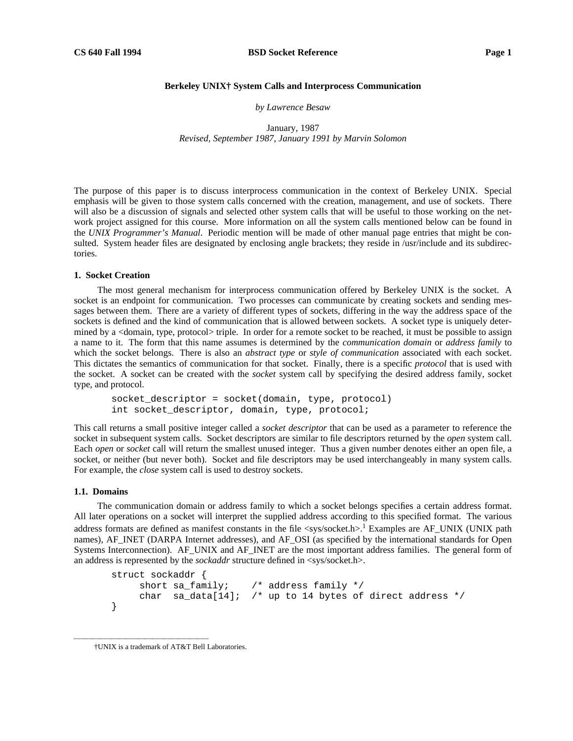# Berkeley UNIX† System Calls and Interprocess Communication

*by Lawrence Besaw*

January, 1987
*Revised, September 1987, January 1991 by Marvin Solomon*

The purpose of this paper is to discuss interprocess communication in the context of Berkeley UNIX. Special emphasis will be given to those system calls concerned with the creation, management, and use of sockets. There will also be a discussion of signals and selected other system calls that will be useful to those working on the network project assigned for this course. More information on all the system calls mentioned below can be found in the *UNIX Programmer's Manual*. Periodic mention will be made of other manual page entries that might be consulted. System header files are designated by enclosing angle brackets; they reside in /usr/include and its subdirectories.

## 1. Socket Creation

The most general mechanism for interprocess communication offered by Berkeley UNIX is the socket. A socket is an endpoint for communication. Two processes can communicate by creating sockets and sending messages between them. There are a variety of different types of sockets, differing in the way the address space of the sockets is defined and the kind of communication that is allowed between sockets. A socket type is uniquely determined by a <domain, type, protocol> triple. In order for a remote socket to be reached, it must be possible to assign a name to it. The form that this name assumes is determined by the *communication domain* or *address family* to which the socket belongs. There is also an *abstract type* or *style of communication* associated with each socket. This dictates the semantics of communication for that socket. Finally, there is a specific *protocol* that is used with the socket. A socket can be created with the *socket* system call by specifying the desired address family, socket type, and protocol.

```
socket_descriptor = socket(domain, type, protocol)
int socket_descriptor, domain, type, protocol;
```

This call returns a small positive integer called a *socket descriptor* that can be used as a parameter to reference the socket in subsequent system calls. Socket descriptors are similar to file descriptors returned by the *open* system call. Each *open* or *socket* call will return the smallest unused integer. Thus a given number denotes either an open file, a socket, or neither (but never both). Socket and file descriptors may be used interchangeably in many system calls. For example, the *close* system call is used to destroy sockets.

### 1.1. Domains

The communication domain or address family to which a socket belongs specifies a certain address format. All later operations on a socket will interpret the supplied address according to this specified format. The various address formats are defined as manifest constants in the file <sys/socket.h>.[1] Examples are AF_UNIX (UNIX path names), AF_INET (DARPA Internet addresses), and AF_OSI (as specified by the international standards for Open Systems Interconnection). AF_UNIX and AF_INET are the most important address families. The general form of an address is represented by the *sockaddr* structure defined in <sys/socket.h>.

```
struct sockaddr {
     short sa_family;    /* address family */
     char  sa_data[14];  /* up to 14 bytes of direct address */
}
```

†UNIX is a trademark of AT&T Bell Laboratories.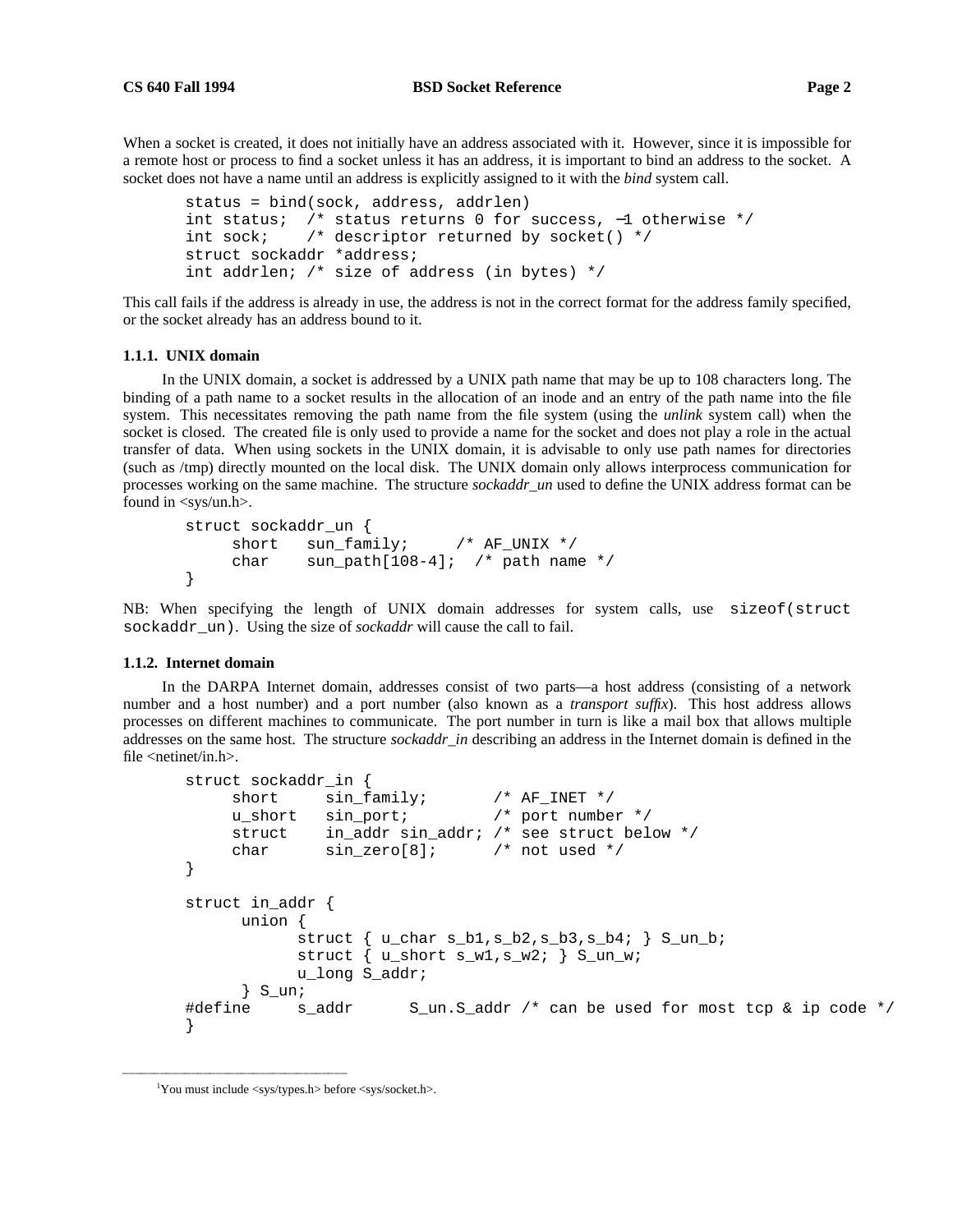When a socket is created, it does not initially have an address associated with it. However, since it is impossible for a remote host or process to find a socket unless it has an address, it is important to bind an address to the socket. A socket does not have a name until an address is explicitly assigned to it with the *bind* system call.

```
status = bind(sock, address, addrlen)
int status;  /* status returns 0 for success, −1 otherwise */
int sock;    /* descriptor returned by socket() */
struct sockaddr *address;
int addrlen; /* size of address (in bytes) */
```

This call fails if the address is already in use, the address is not in the correct format for the address family specified, or the socket already has an address bound to it.

### 1.1.1. UNIX domain

In the UNIX domain, a socket is addressed by a UNIX path name that may be up to 108 characters long. The binding of a path name to a socket results in the allocation of an inode and an entry of the path name into the file system. This necessitates removing the path name from the file system (using the *unlink* system call) when the socket is closed. The created file is only used to provide a name for the socket and does not play a role in the actual transfer of data. When using sockets in the UNIX domain, it is advisable to only use path names for directories (such as /tmp) directly mounted on the local disk. The UNIX domain only allows interprocess communication for processes working on the same machine. The structure *sockaddr_un* used to define the UNIX address format can be found in <sys/un.h>.

```
struct sockaddr_un {
     short   sun_family;     /* AF_UNIX */
     char    sun_path[108-4];  /* path name */
}
```

NB: When specifying the length of UNIX domain addresses for system calls, use `sizeof(struct sockaddr_un)`. Using the size of *sockaddr* will cause the call to fail.

### 1.1.2. Internet domain

In the DARPA Internet domain, addresses consist of two parts—a host address (consisting of a network number and a host number) and a port number (also known as a *transport suffix*). This host address allows processes on different machines to communicate. The port number in turn is like a mail box that allows multiple addresses on the same host. The structure *sockaddr_in* describing an address in the Internet domain is defined in the file <netinet/in.h>.

```
struct sockaddr_in {
     short     sin_family;       /* AF_INET */
     u_short   sin_port;         /* port number */
     struct    in_addr sin_addr; /* see struct below */
     char      sin_zero[8];      /* not used */
}

struct in_addr {
      union {
            struct { u_char s_b1,s_b2,s_b3,s_b4; } S_un_b;
            struct { u_short s_w1,s_w2; } S_un_w;
            u_long S_addr;
      } S_un;
#define     s_addr      S_un.S_addr /* can be used for most tcp & ip code */
}
```

[1]You must include <sys/types.h> before <sys/socket.h>.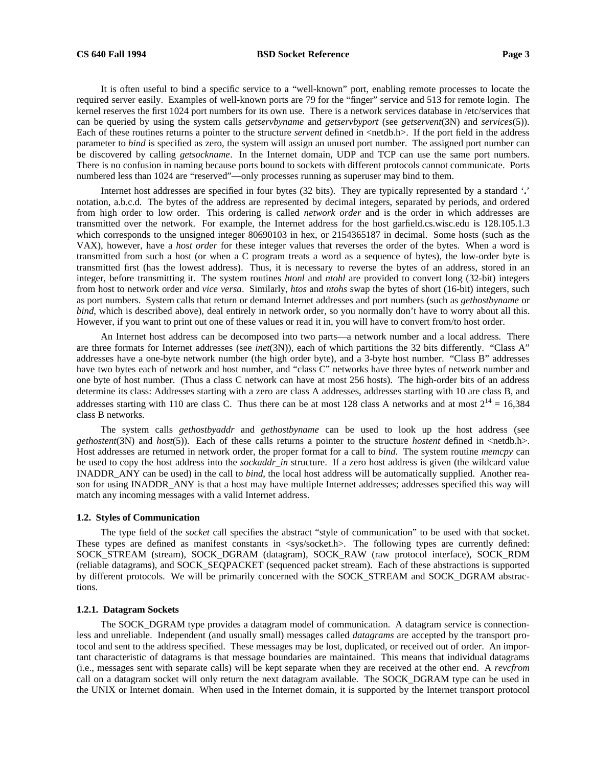It is often useful to bind a specific service to a "well-known" port, enabling remote processes to locate the required server easily. Examples of well-known ports are 79 for the "finger" service and 513 for remote login. The kernel reserves the first 1024 port numbers for its own use. There is a network services database in /etc/services that can be queried by using the system calls *getservbyname* and *getservbyport* (see *getservent*(3N) and *services*(5)). Each of these routines returns a pointer to the structure *servent* defined in <netdb.h>. If the port field in the address parameter to *bind* is specified as zero, the system will assign an unused port number. The assigned port number can be discovered by calling *getsockname*. In the Internet domain, UDP and TCP can use the same port numbers. There is no confusion in naming because ports bound to sockets with different protocols cannot communicate. Ports numbered less than 1024 are "reserved"—only processes running as superuser may bind to them.

Internet host addresses are specified in four bytes (32 bits). They are typically represented by a standard '**.**' notation, a.b.c.d. The bytes of the address are represented by decimal integers, separated by periods, and ordered from high order to low order. This ordering is called *network order* and is the order in which addresses are transmitted over the network. For example, the Internet address for the host garfield.cs.wisc.edu is 128.105.1.3 which corresponds to the unsigned integer 80690103 in hex, or 2154365187 in decimal. Some hosts (such as the VAX), however, have a *host order* for these integer values that reverses the order of the bytes. When a word is transmitted from such a host (or when a C program treats a word as a sequence of bytes), the low-order byte is transmitted first (has the lowest address). Thus, it is necessary to reverse the bytes of an address, stored in an integer, before transmitting it. The system routines *htonl* and *ntohl* are provided to convert long (32-bit) integers from host to network order and *vice versa*. Similarly, *htos* and *ntohs* swap the bytes of short (16-bit) integers, such as port numbers. System calls that return or demand Internet addresses and port numbers (such as *gethostbyname* or *bind*, which is described above), deal entirely in network order, so you normally don't have to worry about all this. However, if you want to print out one of these values or read it in, you will have to convert from/to host order.

An Internet host address can be decomposed into two parts—a network number and a local address. There are three formats for Internet addresses (see *inet*(3N)), each of which partitions the 32 bits differently. "Class A" addresses have a one-byte network number (the high order byte), and a 3-byte host number. "Class B" addresses have two bytes each of network and host number, and "class C" networks have three bytes of network number and one byte of host number. (Thus a class C network can have at most 256 hosts). The high-order bits of an address determine its class: Addresses starting with a zero are class A addresses, addresses starting with 10 are class B, and addresses starting with 110 are class C. Thus there can be at most 128 class A networks and at most $2^{14} = 16{,}384$ class B networks.

The system calls *gethostbyaddr* and *gethostbyname* can be used to look up the host address (see *gethostent*(3N) and *host*(5)). Each of these calls returns a pointer to the structure *hostent* defined in <netdb.h>. Host addresses are returned in network order, the proper format for a call to *bind.* The system routine *memcpy* can be used to copy the host address into the *sockaddr_in* structure. If a zero host address is given (the wildcard value INADDR_ANY can be used) in the call to *bind,* the local host address will be automatically supplied. Another reason for using INADDR_ANY is that a host may have multiple Internet addresses; addresses specified this way will match any incoming messages with a valid Internet address.

### 1.2. Styles of Communication

The type field of the *socket* call specifies the abstract "style of communication" to be used with that socket. These types are defined as manifest constants in <sys/socket.h>. The following types are currently defined: SOCK_STREAM (stream), SOCK_DGRAM (datagram), SOCK_RAW (raw protocol interface), SOCK_RDM (reliable datagrams), and SOCK_SEQPACKET (sequenced packet stream). Each of these abstractions is supported by different protocols. We will be primarily concerned with the SOCK_STREAM and SOCK_DGRAM abstractions.

#### 1.2.1. Datagram Sockets

The SOCK_DGRAM type provides a datagram model of communication. A datagram service is connectionless and unreliable. Independent (and usually small) messages called *datagrams* are accepted by the transport protocol and sent to the address specified. These messages may be lost, duplicated, or received out of order. An important characteristic of datagrams is that message boundaries are maintained. This means that individual datagrams (i.e., messages sent with separate calls) will be kept separate when they are received at the other end. A *revcfrom* call on a datagram socket will only return the next datagram available. The SOCK_DGRAM type can be used in the UNIX or Internet domain. When used in the Internet domain, it is supported by the Internet transport protocol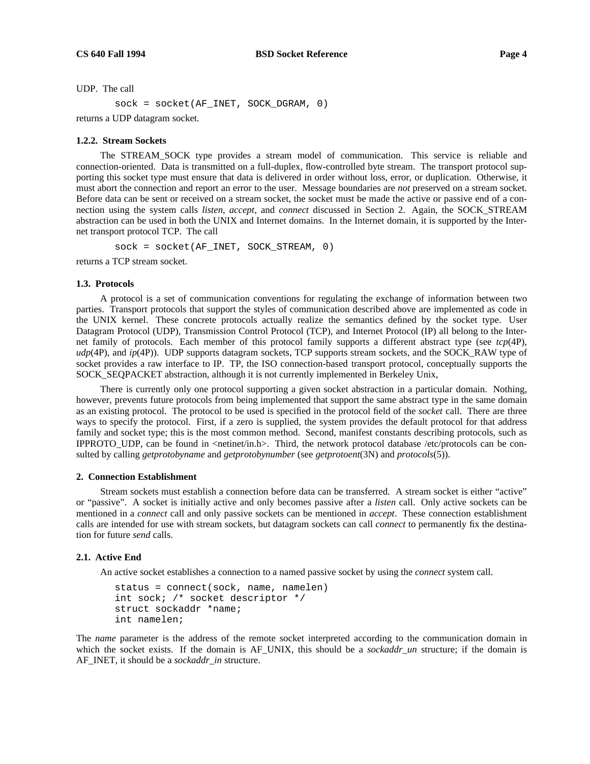UDP. The call

```
sock = socket(AF_INET, SOCK_DGRAM, 0)
```

returns a UDP datagram socket.

### 1.2.2. Stream Sockets

The STREAM_SOCK type provides a stream model of communication. This service is reliable and connection-oriented. Data is transmitted on a full-duplex, flow-controlled byte stream. The transport protocol supporting this socket type must ensure that data is delivered in order without loss, error, or duplication. Otherwise, it must abort the connection and report an error to the user. Message boundaries are *not* preserved on a stream socket. Before data can be sent or received on a stream socket, the socket must be made the active or passive end of a connection using the system calls *listen*, *accept*, and *connect* discussed in Section 2. Again, the SOCK_STREAM abstraction can be used in both the UNIX and Internet domains. In the Internet domain, it is supported by the Internet transport protocol TCP. The call

```
sock = socket(AF_INET, SOCK_STREAM, 0)
```

returns a TCP stream socket.

### 1.3. Protocols

A protocol is a set of communication conventions for regulating the exchange of information between two parties. Transport protocols that support the styles of communication described above are implemented as code in the UNIX kernel. These concrete protocols actually realize the semantics defined by the socket type. User Datagram Protocol (UDP), Transmission Control Protocol (TCP), and Internet Protocol (IP) all belong to the Internet family of protocols. Each member of this protocol family supports a different abstract type (see *tcp*(4P), *udp*(4P), and *ip*(4P)). UDP supports datagram sockets, TCP supports stream sockets, and the SOCK_RAW type of socket provides a raw interface to IP. TP, the ISO connection-based transport protocol, conceptually supports the SOCK_SEQPACKET abstraction, although it is not currently implemented in Berkeley Unix,

There is currently only one protocol supporting a given socket abstraction in a particular domain. Nothing, however, prevents future protocols from being implemented that support the same abstract type in the same domain as an existing protocol. The protocol to be used is specified in the protocol field of the *socket* call. There are three ways to specify the protocol. First, if a zero is supplied, the system provides the default protocol for that address family and socket type; this is the most common method. Second, manifest constants describing protocols, such as IPPROTO_UDP, can be found in <netinet/in.h>. Third, the network protocol database /etc/protocols can be consulted by calling *getprotobyname* and *getprotobynumber* (see *getprotoent*(3N) and *protocols*(5)).

## 2. Connection Establishment

Stream sockets must establish a connection before data can be transferred. A stream socket is either "active" or "passive". A socket is initially active and only becomes passive after a *listen* call. Only active sockets can be mentioned in a *connect* call and only passive sockets can be mentioned in *accept*. These connection establishment calls are intended for use with stream sockets, but datagram sockets can call *connect* to permanently fix the destination for future *send* calls.

### 2.1. Active End

An active socket establishes a connection to a named passive socket by using the *connect* system call.

```
status = connect(sock, name, namelen)
int sock; /* socket descriptor */
struct sockaddr *name;
int namelen;
```

The *name* parameter is the address of the remote socket interpreted according to the communication domain in which the socket exists. If the domain is AF_UNIX, this should be a *sockaddr_un* structure; if the domain is AF_INET, it should be a *sockaddr_in* structure.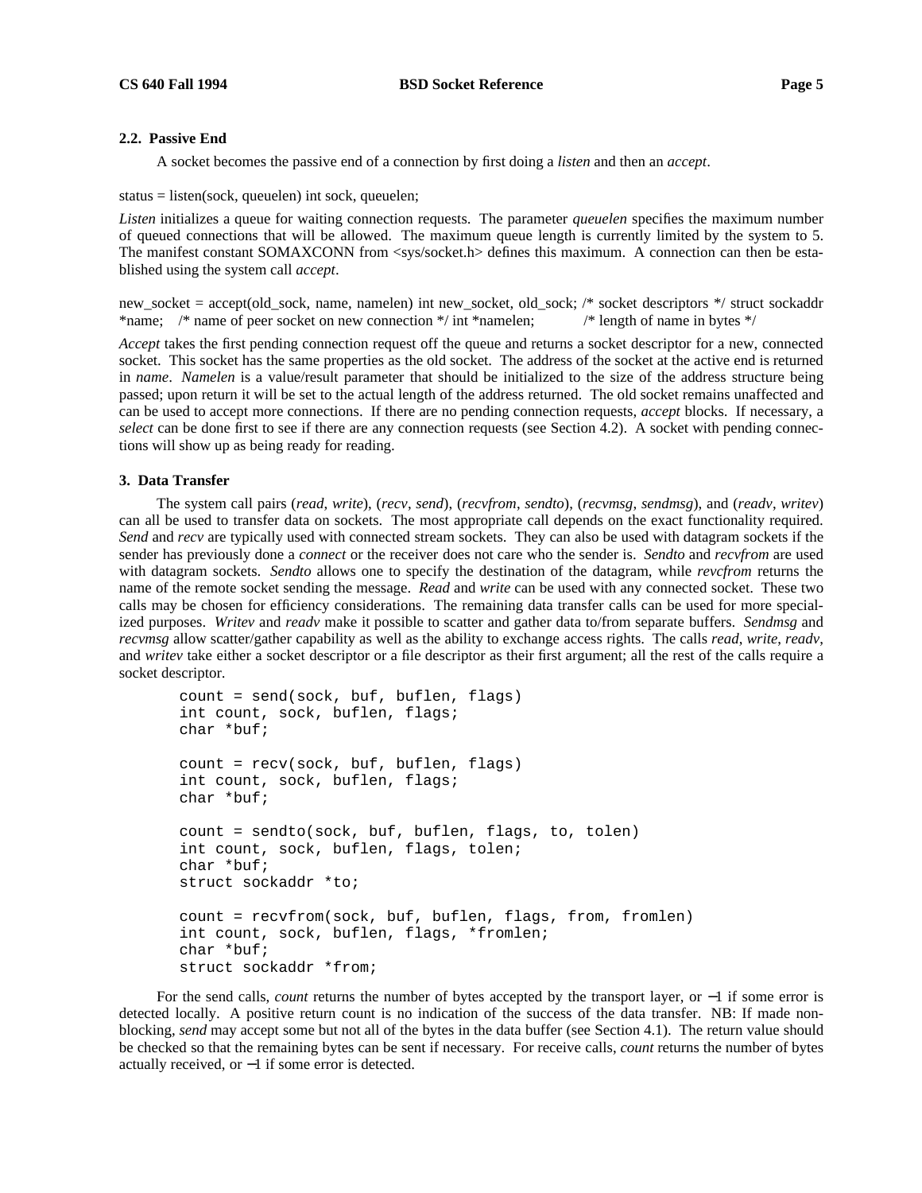### 2.2. Passive End

A socket becomes the passive end of a connection by first doing a *listen* and then an *accept*.

status = listen(sock, queuelen) int sock, queuelen;

*Listen* initializes a queue for waiting connection requests. The parameter *queuelen* specifies the maximum number of queued connections that will be allowed. The maximum queue length is currently limited by the system to 5. The manifest constant SOMAXCONN from <sys/socket.h> defines this maximum. A connection can then be established using the system call *accept*.

new_socket = accept(old_sock, name, namelen) int new_socket, old_sock; /* socket descriptors */ struct sockaddr *name; /* name of peer socket on new connection */ int *namelen; /* length of name in bytes */

*Accept* takes the first pending connection request off the queue and returns a socket descriptor for a new, connected socket. This socket has the same properties as the old socket. The address of the socket at the active end is returned in *name*. *Namelen* is a value/result parameter that should be initialized to the size of the address structure being passed; upon return it will be set to the actual length of the address returned. The old socket remains unaffected and can be used to accept more connections. If there are no pending connection requests, *accept* blocks. If necessary, a *select* can be done first to see if there are any connection requests (see Section 4.2). A socket with pending connections will show up as being ready for reading.

## 3. Data Transfer

The system call pairs (*read*, *write*), (*recv*, *send*), (*recvfrom*, *sendto*), (*recvmsg*, *sendmsg*), and (*readv*, *writev*) can all be used to transfer data on sockets. The most appropriate call depends on the exact functionality required. *Send* and *recv* are typically used with connected stream sockets. They can also be used with datagram sockets if the sender has previously done a *connect* or the receiver does not care who the sender is. *Sendto* and *recvfrom* are used with datagram sockets. *Sendto* allows one to specify the destination of the datagram, while *revcfrom* returns the name of the remote socket sending the message. *Read* and *write* can be used with any connected socket. These two calls may be chosen for efficiency considerations. The remaining data transfer calls can be used for more specialized purposes. *Writev* and *readv* make it possible to scatter and gather data to/from separate buffers. *Sendmsg* and *recvmsg* allow scatter/gather capability as well as the ability to exchange access rights. The calls *read*, *write*, *readv*, and *writev* take either a socket descriptor or a file descriptor as their first argument; all the rest of the calls require a socket descriptor.

```
count = send(sock, buf, buflen, flags)
int count, sock, buflen, flags;
char *buf;

count = recv(sock, buf, buflen, flags)
int count, sock, buflen, flags;
char *buf;

count = sendto(sock, buf, buflen, flags, to, tolen)
int count, sock, buflen, flags, tolen;
char *buf;
struct sockaddr *to;

count = recvfrom(sock, buf, buflen, flags, from, fromlen)
int count, sock, buflen, flags, *fromlen;
char *buf;
struct sockaddr *from;
```

For the send calls, *count* returns the number of bytes accepted by the transport layer, or −1 if some error is detected locally. A positive return count is no indication of the success of the data transfer. NB: If made non-blocking, *send* may accept some but not all of the bytes in the data buffer (see Section 4.1). The return value should be checked so that the remaining bytes can be sent if necessary. For receive calls, *count* returns the number of bytes actually received, or −1 if some error is detected.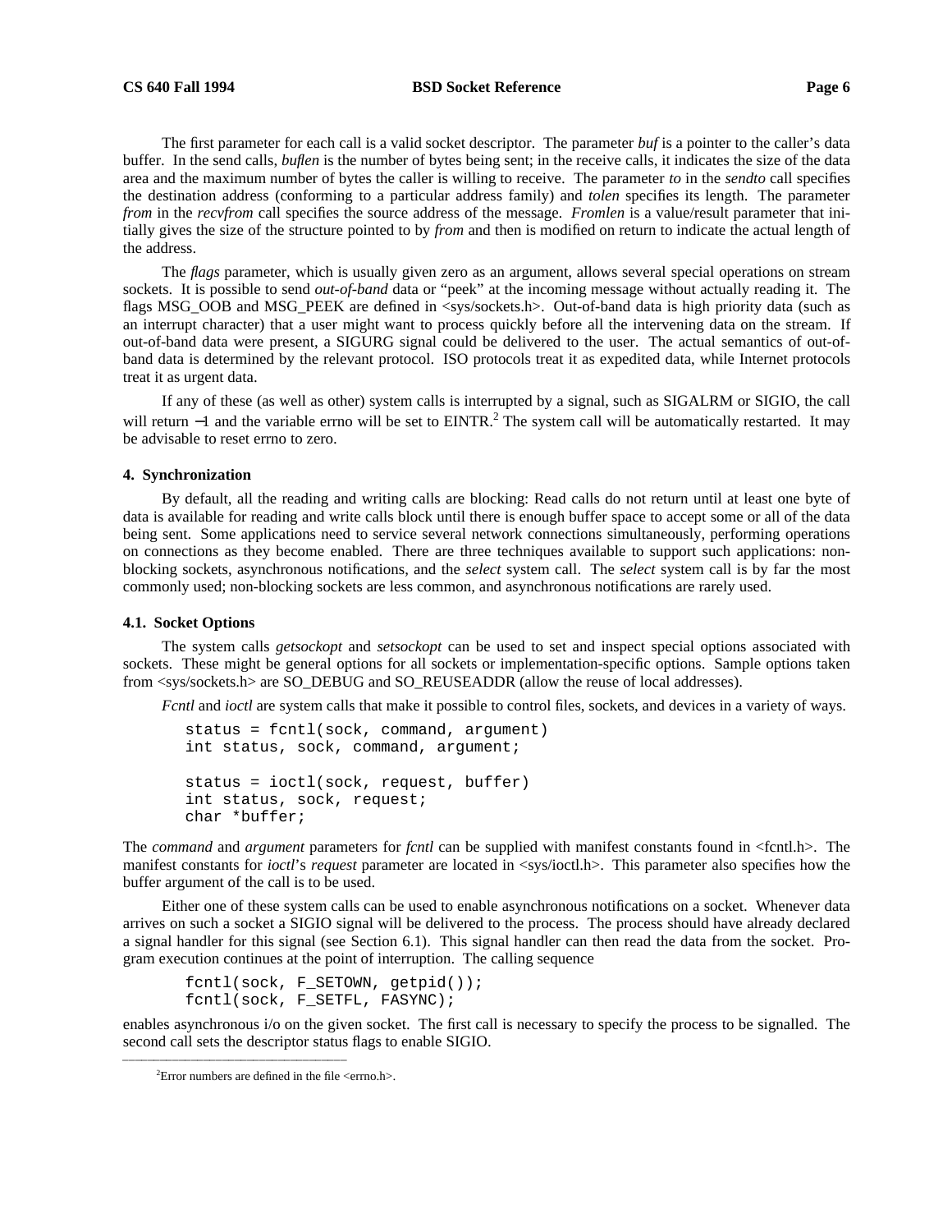The first parameter for each call is a valid socket descriptor. The parameter *buf* is a pointer to the caller's data buffer. In the send calls, *buflen* is the number of bytes being sent; in the receive calls, it indicates the size of the data area and the maximum number of bytes the caller is willing to receive. The parameter *to* in the *sendto* call specifies the destination address (conforming to a particular address family) and *tolen* specifies its length. The parameter *from* in the *recvfrom* call specifies the source address of the message. *Fromlen* is a value/result parameter that initially gives the size of the structure pointed to by *from* and then is modified on return to indicate the actual length of the address.

The *flags* parameter, which is usually given zero as an argument, allows several special operations on stream sockets. It is possible to send *out-of-band* data or "peek" at the incoming message without actually reading it. The flags MSG_OOB and MSG_PEEK are defined in <sys/sockets.h>. Out-of-band data is high priority data (such as an interrupt character) that a user might want to process quickly before all the intervening data on the stream. If out-of-band data were present, a SIGURG signal could be delivered to the user. The actual semantics of out-of-band data is determined by the relevant protocol. ISO protocols treat it as expedited data, while Internet protocols treat it as urgent data.

If any of these (as well as other) system calls is interrupted by a signal, such as SIGALRM or SIGIO, the call will return −1 and the variable errno will be set to EINTR.[2] The system call will be automatically restarted. It may be advisable to reset errno to zero.

## 4. Synchronization

By default, all the reading and writing calls are blocking: Read calls do not return until at least one byte of data is available for reading and write calls block until there is enough buffer space to accept some or all of the data being sent. Some applications need to service several network connections simultaneously, performing operations on connections as they become enabled. There are three techniques available to support such applications: non-blocking sockets, asynchronous notifications, and the *select* system call. The *select* system call is by far the most commonly used; non-blocking sockets are less common, and asynchronous notifications are rarely used.

### 4.1. Socket Options

The system calls *getsockopt* and *setsockopt* can be used to set and inspect special options associated with sockets. These might be general options for all sockets or implementation-specific options. Sample options taken from <sys/sockets.h> are SO_DEBUG and SO_REUSEADDR (allow the reuse of local addresses).

*Fcntl* and *ioctl* are system calls that make it possible to control files, sockets, and devices in a variety of ways.

```
status = fcntl(sock, command, argument)
int status, sock, command, argument;

status = ioctl(sock, request, buffer)
int status, sock, request;
char *buffer;
```

The *command* and *argument* parameters for *fcntl* can be supplied with manifest constants found in <fcntl.h>. The manifest constants for *ioctl*'s *request* parameter are located in <sys/ioctl.h>. This parameter also specifies how the buffer argument of the call is to be used.

Either one of these system calls can be used to enable asynchronous notifications on a socket. Whenever data arrives on such a socket a SIGIO signal will be delivered to the process. The process should have already declared a signal handler for this signal (see Section 6.1). This signal handler can then read the data from the socket. Program execution continues at the point of interruption. The calling sequence

```
fcntl(sock, F_SETOWN, getpid());
fcntl(sock, F_SETFL, FASYNC);
```

enables asynchronous i/o on the given socket. The first call is necessary to specify the process to be signalled. The second call sets the descriptor status flags to enable SIGIO.

[2] Error numbers are defined in the file <errno.h>.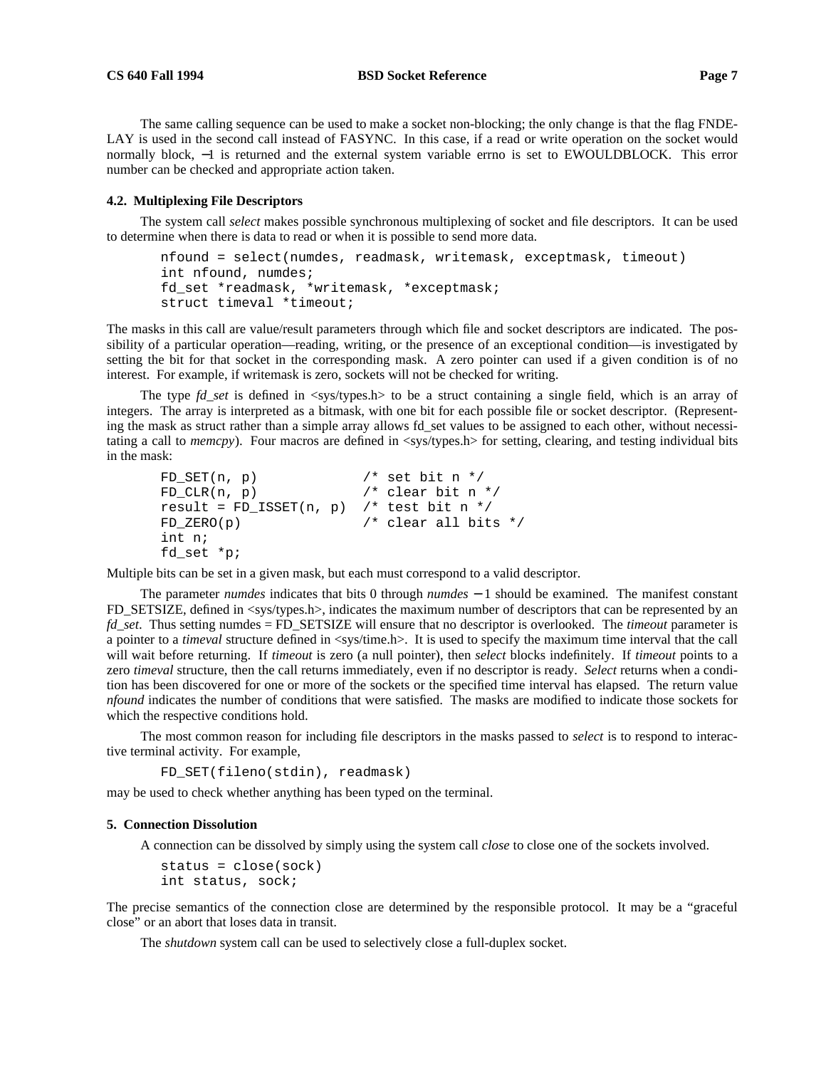The same calling sequence can be used to make a socket non-blocking; the only change is that the flag FNDELAY is used in the second call instead of FASYNC. In this case, if a read or write operation on the socket would normally block, −1 is returned and the external system variable errno is set to EWOULDBLOCK. This error number can be checked and appropriate action taken.

### 4.2. Multiplexing File Descriptors

The system call *select* makes possible synchronous multiplexing of socket and file descriptors. It can be used to determine when there is data to read or when it is possible to send more data.

```
nfound = select(numdes, readmask, writemask, exceptmask, timeout)
int nfound, numdes;
fd_set *readmask, *writemask, *exceptmask;
struct timeval *timeout;
```

The masks in this call are value/result parameters through which file and socket descriptors are indicated. The possibility of a particular operation—reading, writing, or the presence of an exceptional condition—is investigated by setting the bit for that socket in the corresponding mask. A zero pointer can used if a given condition is of no interest. For example, if writemask is zero, sockets will not be checked for writing.

The type *fd_set* is defined in <sys/types.h> to be a struct containing a single field, which is an array of integers. The array is interpreted as a bitmask, with one bit for each possible file or socket descriptor. (Representing the mask as struct rather than a simple array allows fd_set values to be assigned to each other, without necessitating a call to *memcpy*). Four macros are defined in <sys/types.h> for setting, clearing, and testing individual bits in the mask:

```
FD_SET(n, p)            /* set bit n */
FD_CLR(n, p)            /* clear bit n */
result = FD_ISSET(n, p) /* test bit n */
FD_ZERO(p)              /* clear all bits */
int n;
fd_set *p;
```

Multiple bits can be set in a given mask, but each must correspond to a valid descriptor.

The parameter *numdes* indicates that bits 0 through *numdes* − 1 should be examined. The manifest constant FD_SETSIZE, defined in <sys/types.h>, indicates the maximum number of descriptors that can be represented by an *fd_set*. Thus setting numdes = FD_SETSIZE will ensure that no descriptor is overlooked. The *timeout* parameter is a pointer to a *timeval* structure defined in <sys/time.h>. It is used to specify the maximum time interval that the call will wait before returning. If *timeout* is zero (a null pointer), then *select* blocks indefinitely. If *timeout* points to a zero *timeval* structure, then the call returns immediately, even if no descriptor is ready. *Select* returns when a condition has been discovered for one or more of the sockets or the specified time interval has elapsed. The return value *nfound* indicates the number of conditions that were satisfied. The masks are modified to indicate those sockets for which the respective conditions hold.

The most common reason for including file descriptors in the masks passed to *select* is to respond to interactive terminal activity. For example,

```
FD_SET(fileno(stdin), readmask)
```

may be used to check whether anything has been typed on the terminal.

## 5. Connection Dissolution

A connection can be dissolved by simply using the system call *close* to close one of the sockets involved.

```
status = close(sock)
int status, sock;
```

The precise semantics of the connection close are determined by the responsible protocol. It may be a "graceful close" or an abort that loses data in transit.

The *shutdown* system call can be used to selectively close a full-duplex socket.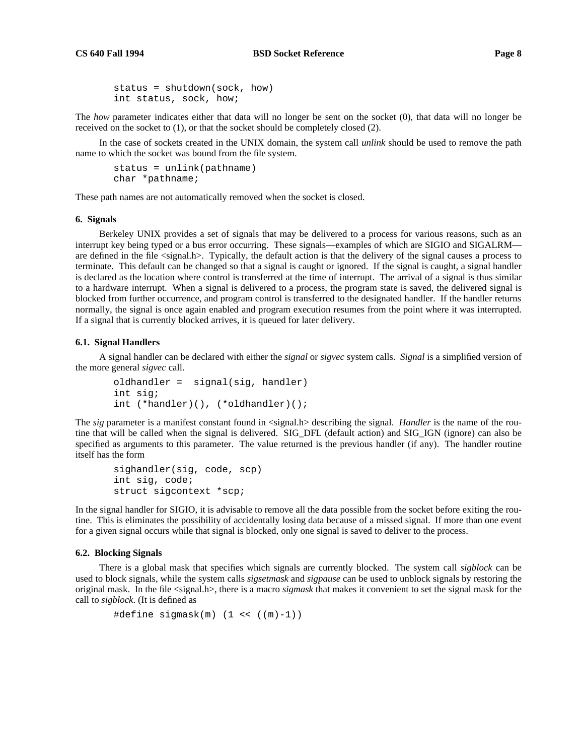```
status = shutdown(sock, how)
int status, sock, how;
```

The *how* parameter indicates either that data will no longer be sent on the socket (0), that data will no longer be received on the socket to (1), or that the socket should be completely closed (2).

In the case of sockets created in the UNIX domain, the system call *unlink* should be used to remove the path name to which the socket was bound from the file system.

```
status = unlink(pathname)
char *pathname;
```

These path names are not automatically removed when the socket is closed.

## 6. Signals

Berkeley UNIX provides a set of signals that may be delivered to a process for various reasons, such as an interrupt key being typed or a bus error occurring. These signals—examples of which are SIGIO and SIGALRM—are defined in the file <signal.h>. Typically, the default action is that the delivery of the signal causes a process to terminate. This default can be changed so that a signal is caught or ignored. If the signal is caught, a signal handler is declared as the location where control is transferred at the time of interrupt. The arrival of a signal is thus similar to a hardware interrupt. When a signal is delivered to a process, the program state is saved, the delivered signal is blocked from further occurrence, and program control is transferred to the designated handler. If the handler returns normally, the signal is once again enabled and program execution resumes from the point where it was interrupted. If a signal that is currently blocked arrives, it is queued for later delivery.

### 6.1. Signal Handlers

A signal handler can be declared with either the *signal* or *sigvec* system calls. *Signal* is a simplified version of the more general *sigvec* call.

```
oldhandler =  signal(sig, handler)
int sig;
int (*handler)(), (*oldhandler)();
```

The *sig* parameter is a manifest constant found in <signal.h> describing the signal. *Handler* is the name of the routine that will be called when the signal is delivered. SIG_DFL (default action) and SIG_IGN (ignore) can also be specified as arguments to this parameter. The value returned is the previous handler (if any). The handler routine itself has the form

```
sighandler(sig, code, scp)
int sig, code;
struct sigcontext *scp;
```

In the signal handler for SIGIO, it is advisable to remove all the data possible from the socket before exiting the routine. This is eliminates the possibility of accidentally losing data because of a missed signal. If more than one event for a given signal occurs while that signal is blocked, only one signal is saved to deliver to the process.

### 6.2. Blocking Signals

There is a global mask that specifies which signals are currently blocked. The system call *sigblock* can be used to block signals, while the system calls *sigsetmask* and *sigpause* can be used to unblock signals by restoring the original mask. In the file <signal.h>, there is a macro *sigmask* that makes it convenient to set the signal mask for the call to *sigblock*. (It is defined as

```
#define sigmask(m) (1 << ((m)-1))
```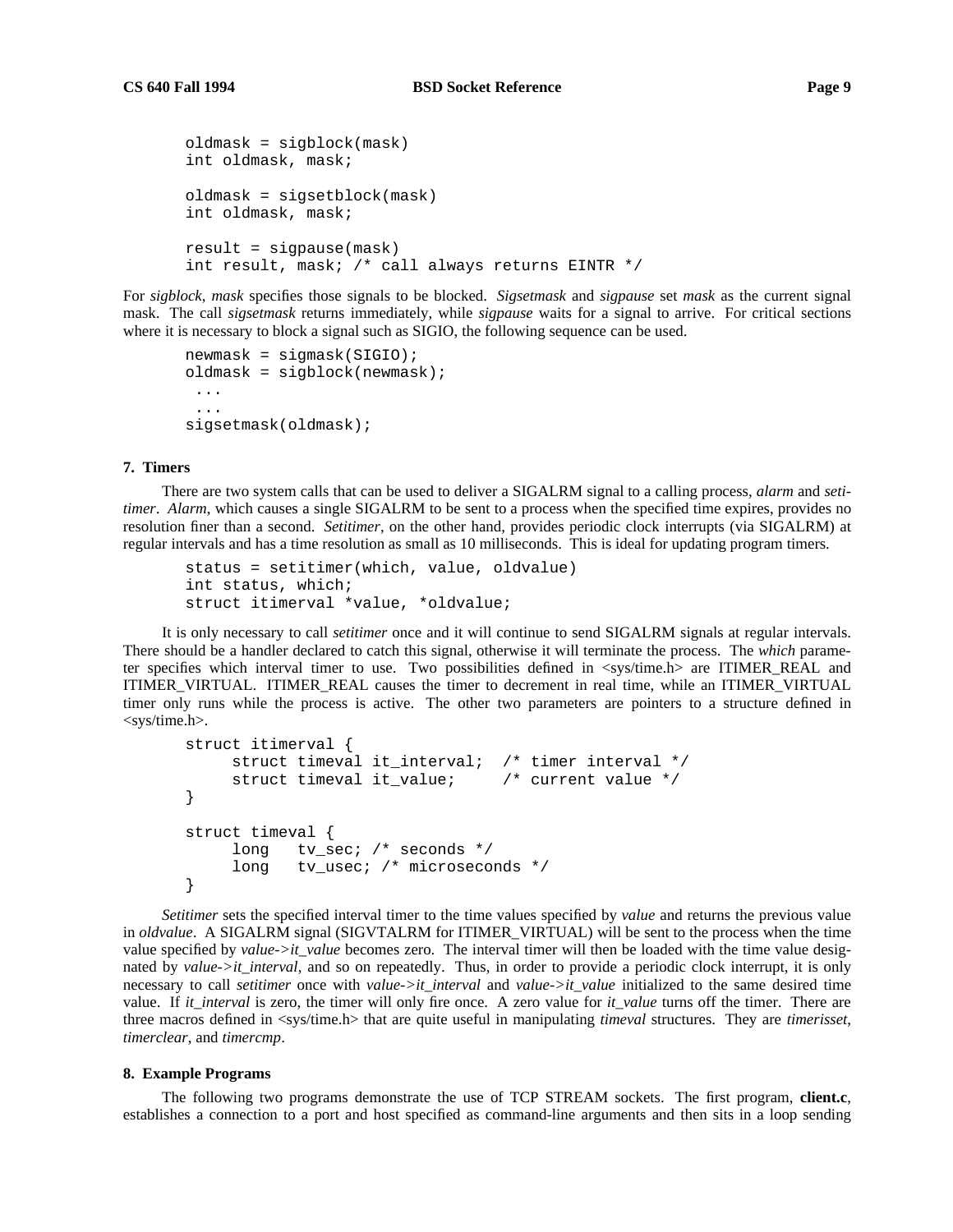```
oldmask = sigblock(mask)
int oldmask, mask;

oldmask = sigsetblock(mask)
int oldmask, mask;

result = sigpause(mask)
int result, mask; /* call always returns EINTR */
```

For *sigblock*, *mask* specifies those signals to be blocked. *Sigsetmask* and *sigpause* set *mask* as the current signal mask. The call *sigsetmask* returns immediately, while *sigpause* waits for a signal to arrive. For critical sections where it is necessary to block a signal such as SIGIO, the following sequence can be used.

```
newmask = sigmask(SIGIO);
oldmask = sigblock(newmask);
 ...
 ...
sigsetmask(oldmask);
```

### 7. Timers

There are two system calls that can be used to deliver a SIGALRM signal to a calling process, *alarm* and *setitimer*. *Alarm*, which causes a single SIGALRM to be sent to a process when the specified time expires, provides no resolution finer than a second. *Setitimer*, on the other hand, provides periodic clock interrupts (via SIGALRM) at regular intervals and has a time resolution as small as 10 milliseconds. This is ideal for updating program timers.

```
status = setitimer(which, value, oldvalue)
int status, which;
struct itimerval *value, *oldvalue;
```

It is only necessary to call *setitimer* once and it will continue to send SIGALRM signals at regular intervals. There should be a handler declared to catch this signal, otherwise it will terminate the process. The *which* parameter specifies which interval timer to use. Two possibilities defined in <sys/time.h> are ITIMER_REAL and ITIMER_VIRTUAL. ITIMER_REAL causes the timer to decrement in real time, while an ITIMER_VIRTUAL timer only runs while the process is active. The other two parameters are pointers to a structure defined in <sys/time.h>.

```
struct itimerval {
     struct timeval it_interval;  /* timer interval */
     struct timeval it_value;     /* current value */
}

struct timeval {
     long   tv_sec; /* seconds */
     long   tv_usec; /* microseconds */
}
```

*Setitimer* sets the specified interval timer to the time values specified by *value* and returns the previous value in *oldvalue*. A SIGALRM signal (SIGVTALRM for ITIMER_VIRTUAL) will be sent to the process when the time value specified by *value->it_value* becomes zero. The interval timer will then be loaded with the time value designated by *value->it_interval*, and so on repeatedly. Thus, in order to provide a periodic clock interrupt, it is only necessary to call *setitimer* once with *value->it_interval* and *value->it_value* initialized to the same desired time value. If *it_interval* is zero, the timer will only fire once. A zero value for *it_value* turns off the timer. There are three macros defined in <sys/time.h> that are quite useful in manipulating *timeval* structures. They are *timerisset*, *timerclear*, and *timercmp*.

### 8. Example Programs

The following two programs demonstrate the use of TCP STREAM sockets. The first program, **client.c**, establishes a connection to a port and host specified as command-line arguments and then sits in a loop sending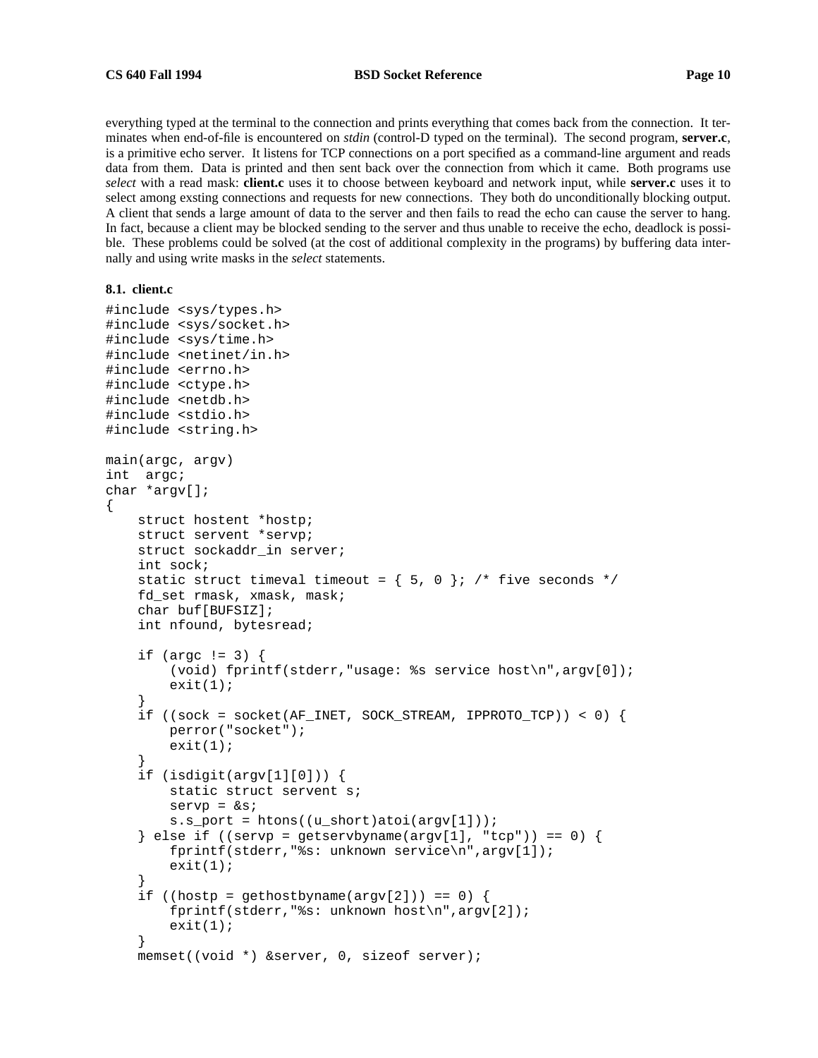everything typed at the terminal to the connection and prints everything that comes back from the connection. It terminates when end-of-file is encountered on *stdin* (control-D typed on the terminal). The second program, **server.c**, is a primitive echo server. It listens for TCP connections on a port specified as a command-line argument and reads data from them. Data is printed and then sent back over the connection from which it came. Both programs use *select* with a read mask: **client.c** uses it to choose between keyboard and network input, while **server.c** uses it to select among exsting connections and requests for new connections. They both do unconditionally blocking output. A client that sends a large amount of data to the server and then fails to read the echo can cause the server to hang. In fact, because a client may be blocked sending to the server and thus unable to receive the echo, deadlock is possible. These problems could be solved (at the cost of additional complexity in the programs) by buffering data internally and using write masks in the *select* statements.

### 8.1. client.c

```
#include <sys/types.h>
#include <sys/socket.h>
#include <sys/time.h>
#include <netinet/in.h>
#include <errno.h>
#include <ctype.h>
#include <netdb.h>
#include <stdio.h>
#include <string.h>

main(argc, argv)
int  argc;
char *argv[];
{
    struct hostent *hostp;
    struct servent *servp;
    struct sockaddr_in server;
    int sock;
    static struct timeval timeout = { 5, 0 }; /* five seconds */
    fd_set rmask, xmask, mask;
    char buf[BUFSIZ];
    int nfound, bytesread;

    if (argc != 3) {
        (void) fprintf(stderr,"usage: %s service host\n",argv[0]);
        exit(1);
    }
    if ((sock = socket(AF_INET, SOCK_STREAM, IPPROTO_TCP)) < 0) {
        perror("socket");
        exit(1);
    }
    if (isdigit(argv[1][0])) {
        static struct servent s;
        servp = &s;
        s.s_port = htons((u_short)atoi(argv[1]));
    } else if ((servp = getservbyname(argv[1], "tcp")) == 0) {
        fprintf(stderr,"%s: unknown service\n",argv[1]);
        exit(1);
    }
    if ((hostp = gethostbyname(argv[2])) == 0) {
        fprintf(stderr,"%s: unknown host\n",argv[2]);
        exit(1);
    }
    memset((void *) &server, 0, sizeof server);
```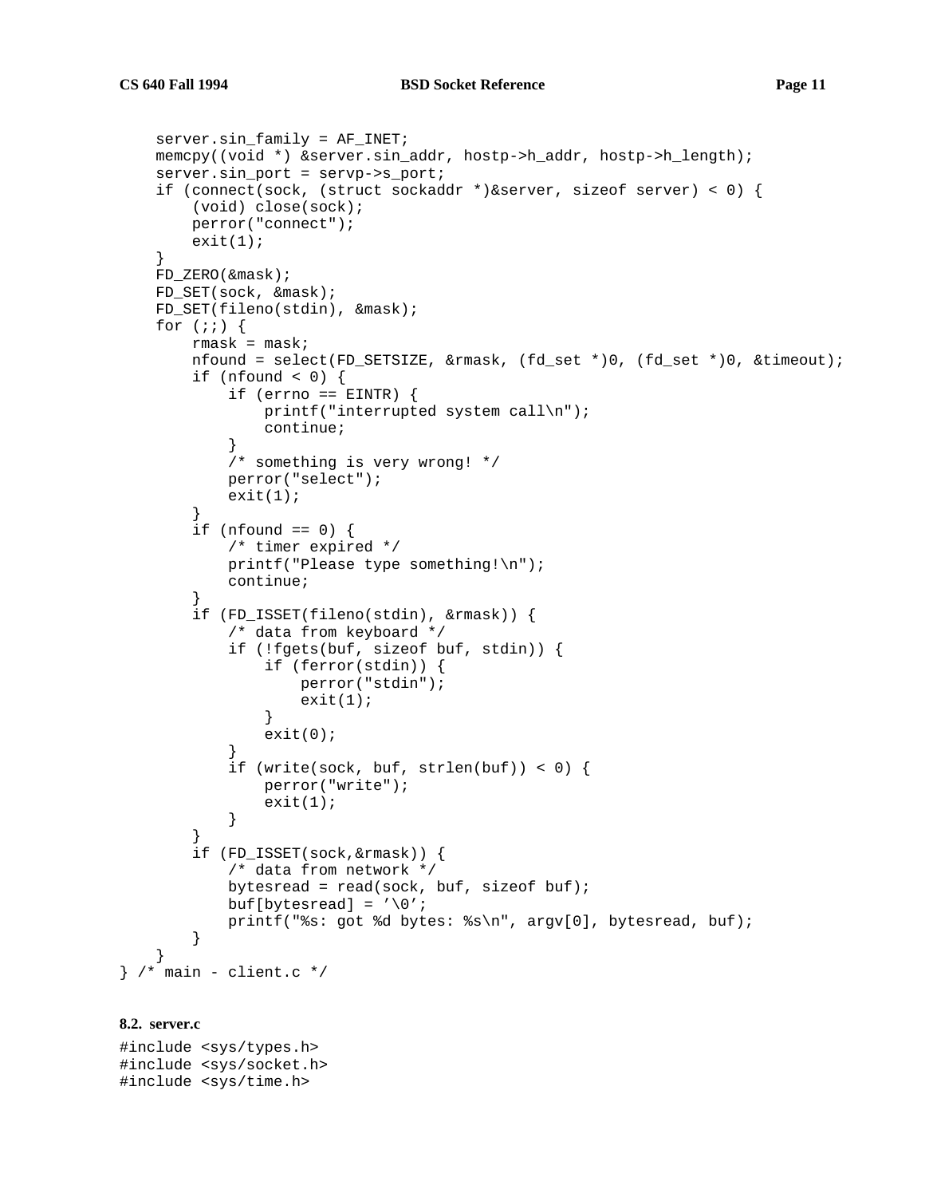```
    server.sin_family = AF_INET;
    memcpy((void *) &server.sin_addr, hostp->h_addr, hostp->h_length);
    server.sin_port = servp->s_port;
    if (connect(sock, (struct sockaddr *)&server, sizeof server) < 0) {
        (void) close(sock);
        perror("connect");
        exit(1);
    }
    FD_ZERO(&mask);
    FD_SET(sock, &mask);
    FD_SET(fileno(stdin), &mask);
    for (;;) {
        rmask = mask;
        nfound = select(FD_SETSIZE, &rmask, (fd_set *)0, (fd_set *)0, &timeout);
        if (nfound < 0) {
            if (errno == EINTR) {
                printf("interrupted system call\n");
                continue;
            }
            /* something is very wrong! */
            perror("select");
            exit(1);
        }
        if (nfound == 0) {
            /* timer expired */
            printf("Please type something!\n");
            continue;
        }
        if (FD_ISSET(fileno(stdin), &rmask)) {
            /* data from keyboard */
            if (!fgets(buf, sizeof buf, stdin)) {
                if (ferror(stdin)) {
                    perror("stdin");
                    exit(1);
                }
                exit(0);
            }
            if (write(sock, buf, strlen(buf)) < 0) {
                perror("write");
                exit(1);
            }
        }
        if (FD_ISSET(sock,&rmask)) {
            /* data from network */
            bytesread = read(sock, buf, sizeof buf);
            buf[bytesread] = '\0';
            printf("%s: got %d bytes: %s\n", argv[0], bytesread, buf);
        }
    }
} /* main - client.c */
```

#### 8.2. server.c

```
#include <sys/types.h>
#include <sys/socket.h>
#include <sys/time.h>
```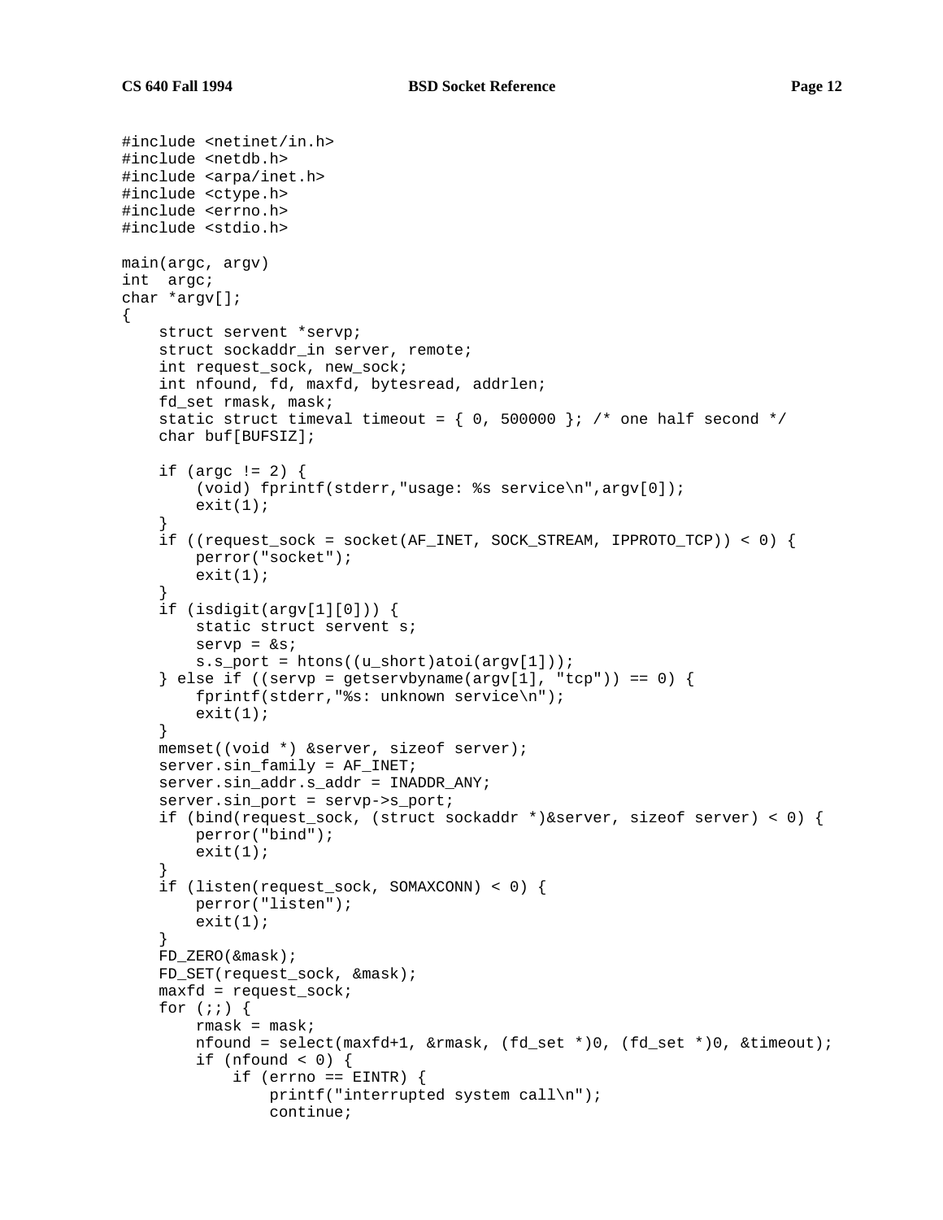```
#include <netinet/in.h>
#include <netdb.h>
#include <arpa/inet.h>
#include <ctype.h>
#include <errno.h>
#include <stdio.h>

main(argc, argv)
int  argc;
char *argv[];
{
    struct servent *servp;
    struct sockaddr_in server, remote;
    int request_sock, new_sock;
    int nfound, fd, maxfd, bytesread, addrlen;
    fd_set rmask, mask;
    static struct timeval timeout = { 0, 500000 }; /* one half second */
    char buf[BUFSIZ];

    if (argc != 2) {
        (void) fprintf(stderr,"usage: %s service\n",argv[0]);
        exit(1);
    }
    if ((request_sock = socket(AF_INET, SOCK_STREAM, IPPROTO_TCP)) < 0) {
        perror("socket");
        exit(1);
    }
    if (isdigit(argv[1][0])) {
        static struct servent s;
        servp = &s;
        s.s_port = htons((u_short)atoi(argv[1]));
    } else if ((servp = getservbyname(argv[1], "tcp")) == 0) {
        fprintf(stderr,"%s: unknown service\n");
        exit(1);
    }
    memset((void *) &server, sizeof server);
    server.sin_family = AF_INET;
    server.sin_addr.s_addr = INADDR_ANY;
    server.sin_port = servp->s_port;
    if (bind(request_sock, (struct sockaddr *)&server, sizeof server) < 0) {
        perror("bind");
        exit(1);
    }
    if (listen(request_sock, SOMAXCONN) < 0) {
        perror("listen");
        exit(1);
    }
    FD_ZERO(&mask);
    FD_SET(request_sock, &mask);
    maxfd = request_sock;
    for (;;) {
        rmask = mask;
        nfound = select(maxfd+1, &rmask, (fd_set *)0, (fd_set *)0, &timeout);
        if (nfound < 0) {
            if (errno == EINTR) {
                printf("interrupted system call\n");
                continue;
```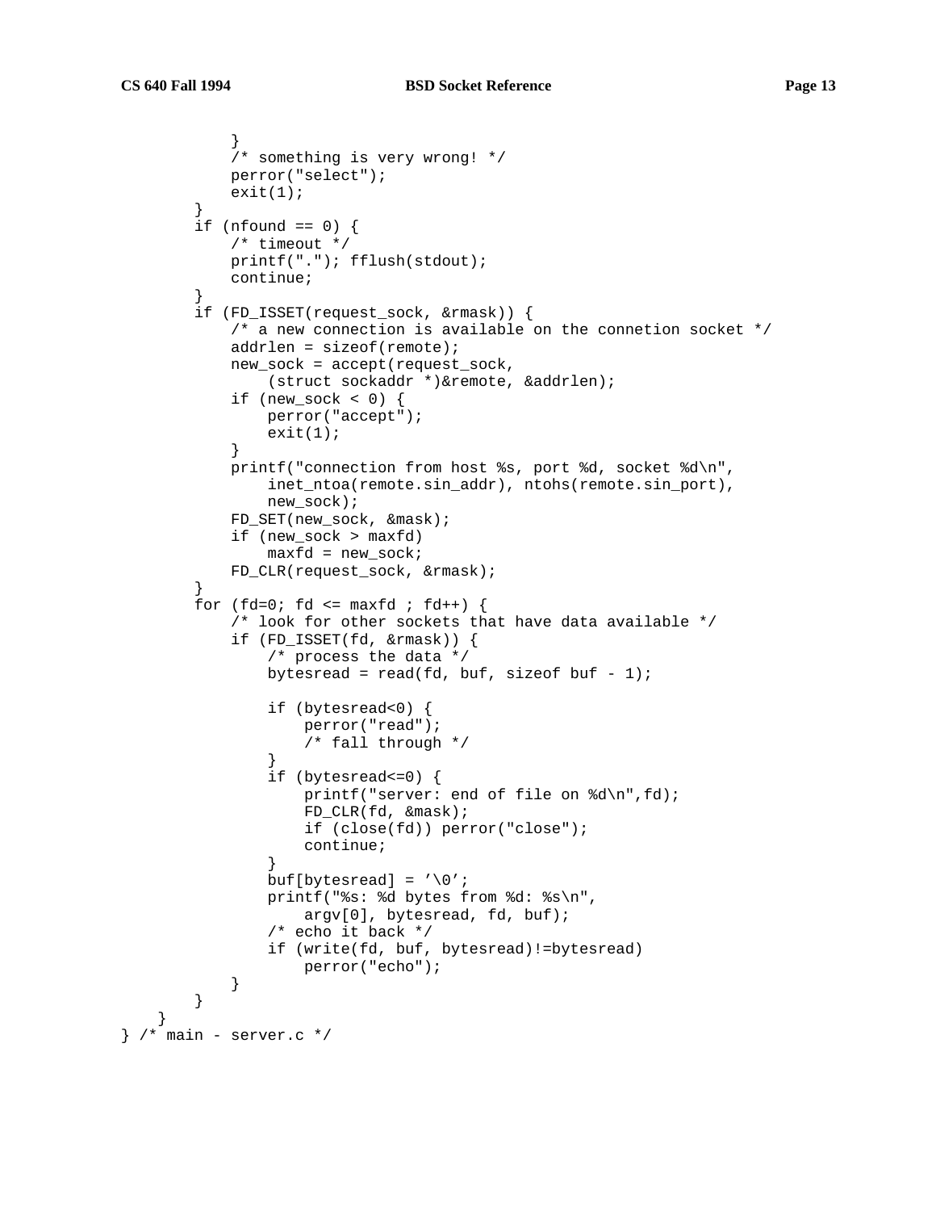```
            }
            /* something is very wrong! */
            perror("select");
            exit(1);
        }
        if (nfound == 0) {
            /* timeout */
            printf("."); fflush(stdout);
            continue;
        }
        if (FD_ISSET(request_sock, &rmask)) {
            /* a new connection is available on the connetion socket */
            addrlen = sizeof(remote);
            new_sock = accept(request_sock,
                (struct sockaddr *)&remote, &addrlen);
            if (new_sock < 0) {
                perror("accept");
                exit(1);
            }
            printf("connection from host %s, port %d, socket %d\n",
                inet_ntoa(remote.sin_addr), ntohs(remote.sin_port),
                new_sock);
            FD_SET(new_sock, &mask);
            if (new_sock > maxfd)
                maxfd = new_sock;
            FD_CLR(request_sock, &rmask);
        }
        for (fd=0; fd <= maxfd ; fd++) {
            /* look for other sockets that have data available */
            if (FD_ISSET(fd, &rmask)) {
                /* process the data */
                bytesread = read(fd, buf, sizeof buf - 1);

                if (bytesread<0) {
                    perror("read");
                    /* fall through */
                }
                if (bytesread<=0) {
                    printf("server: end of file on %d\n",fd);
                    FD_CLR(fd, &mask);
                    if (close(fd)) perror("close");
                    continue;
                }
                buf[bytesread] = '\0';
                printf("%s: %d bytes from %d: %s\n",
                    argv[0], bytesread, fd, buf);
                /* echo it back */
                if (write(fd, buf, bytesread)!=bytesread)
                    perror("echo");
            }
        }
    }
} /* main - server.c */
```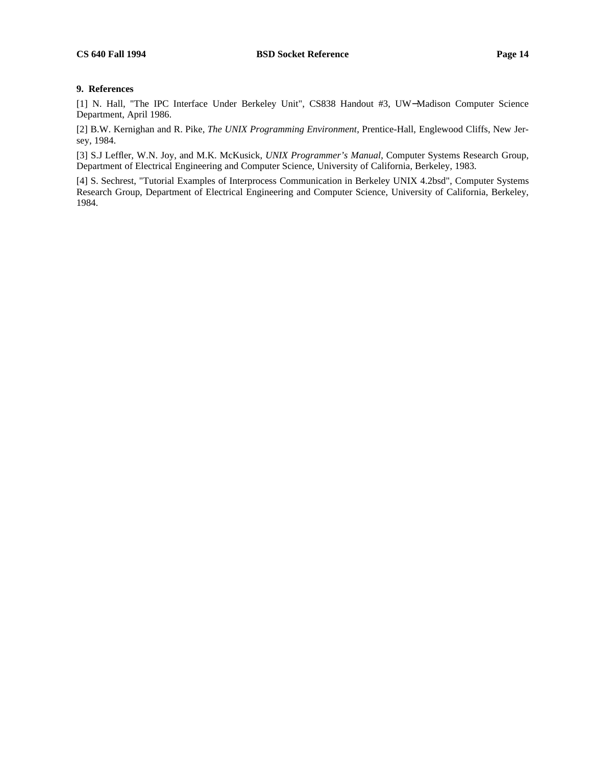## 9. References

[1] N. Hall, "The IPC Interface Under Berkeley Unit", CS838 Handout #3, UW−Madison Computer Science Department, April 1986.

[2] B.W. Kernighan and R. Pike, *The UNIX Programming Environment*, Prentice-Hall, Englewood Cliffs, New Jersey, 1984.

[3] S.J Leffler, W.N. Joy, and M.K. McKusick, *UNIX Programmer's Manual*, Computer Systems Research Group, Department of Electrical Engineering and Computer Science, University of California, Berkeley, 1983.

[4] S. Sechrest, "Tutorial Examples of Interprocess Communication in Berkeley UNIX 4.2bsd", Computer Systems Research Group, Department of Electrical Engineering and Computer Science, University of California, Berkeley, 1984.